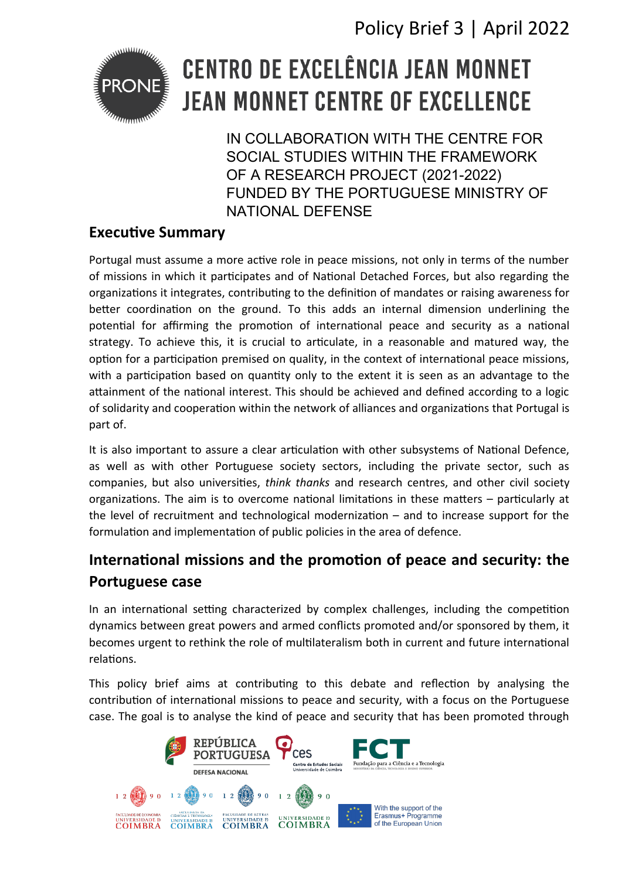Policy Brief 3 | April 2022

# CENTRO DE EXCELÊNCIA JEAN MONNET
# JEAN MONNET CENTRE OF EXCELLENCE

IN COLLABORATION WITH THE CENTRE FOR SOCIAL STUDIES WITHIN THE FRAMEWORK OF A RESEARCH PROJECT (2021-2022) FUNDED BY THE PORTUGUESE MINISTRY OF NATIONAL DEFENSE

## Executive Summary

Portugal must assume a more active role in peace missions, not only in terms of the number of missions in which it participates and of National Detached Forces, but also regarding the organizations it integrates, contributing to the definition of mandates or raising awareness for better coordination on the ground. To this adds an internal dimension underlining the potential for affirming the promotion of international peace and security as a national strategy. To achieve this, it is crucial to articulate, in a reasonable and matured way, the option for a participation premised on quality, in the context of international peace missions, with a participation based on quantity only to the extent it is seen as an advantage to the attainment of the national interest. This should be achieved and defined according to a logic of solidarity and cooperation within the network of alliances and organizations that Portugal is part of.

It is also important to assure a clear articulation with other subsystems of National Defence, as well as with other Portuguese society sectors, including the private sector, such as companies, but also universities, *think thanks* and research centres, and other civil society organizations. The aim is to overcome national limitations in these matters – particularly at the level of recruitment and technological modernization – and to increase support for the formulation and implementation of public policies in the area of defence.

## International missions and the promotion of peace and security: the Portuguese case

In an international setting characterized by complex challenges, including the competition dynamics between great powers and armed conflicts promoted and/or sponsored by them, it becomes urgent to rethink the role of multilateralism both in current and future international relations.

This policy brief aims at contributing to this debate and reflection by analysing the contribution of international missions to peace and security, with a focus on the Portuguese case. The goal is to analyse the kind of peace and security that has been promoted through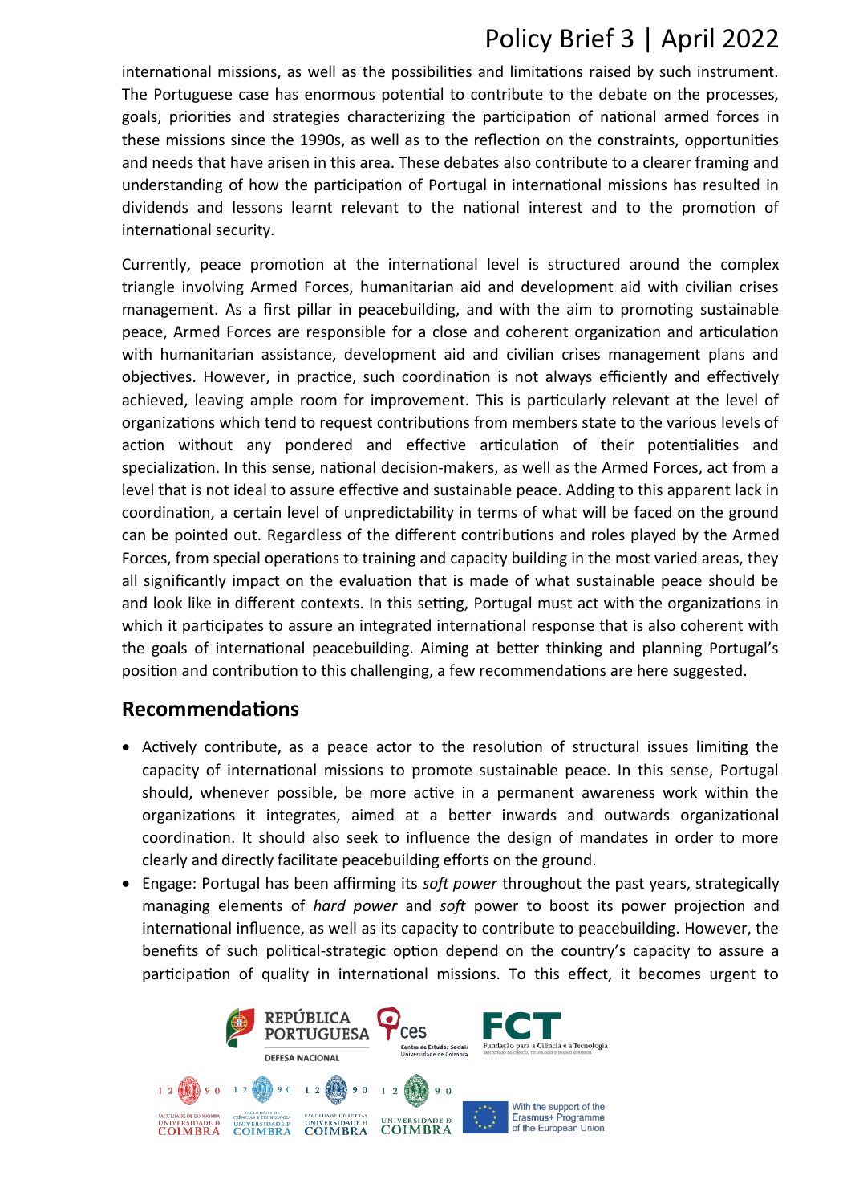international missions, as well as the possibilities and limitations raised by such instrument. The Portuguese case has enormous potential to contribute to the debate on the processes, goals, priorities and strategies characterizing the participation of national armed forces in these missions since the 1990s, as well as to the reflection on the constraints, opportunities and needs that have arisen in this area. These debates also contribute to a clearer framing and understanding of how the participation of Portugal in international missions has resulted in dividends and lessons learnt relevant to the national interest and to the promotion of international security.

Currently, peace promotion at the international level is structured around the complex triangle involving Armed Forces, humanitarian aid and development aid with civilian crises management. As a first pillar in peacebuilding, and with the aim to promoting sustainable peace, Armed Forces are responsible for a close and coherent organization and articulation with humanitarian assistance, development aid and civilian crises management plans and objectives. However, in practice, such coordination is not always efficiently and effectively achieved, leaving ample room for improvement. This is particularly relevant at the level of organizations which tend to request contributions from members state to the various levels of action without any pondered and effective articulation of their potentialities and specialization. In this sense, national decision-makers, as well as the Armed Forces, act from a level that is not ideal to assure effective and sustainable peace. Adding to this apparent lack in coordination, a certain level of unpredictability in terms of what will be faced on the ground can be pointed out. Regardless of the different contributions and roles played by the Armed Forces, from special operations to training and capacity building in the most varied areas, they all significantly impact on the evaluation that is made of what sustainable peace should be and look like in different contexts. In this setting, Portugal must act with the organizations in which it participates to assure an integrated international response that is also coherent with the goals of international peacebuilding. Aiming at better thinking and planning Portugal's position and contribution to this challenging, a few recommendations are here suggested.

## Recommendations

- Actively contribute, as a peace actor to the resolution of structural issues limiting the capacity of international missions to promote sustainable peace. In this sense, Portugal should, whenever possible, be more active in a permanent awareness work within the organizations it integrates, aimed at a better inwards and outwards organizational coordination. It should also seek to influence the design of mandates in order to more clearly and directly facilitate peacebuilding efforts on the ground.
- Engage: Portugal has been affirming its *soft power* throughout the past years, strategically managing elements of *hard power* and *soft* power to boost its power projection and international influence, as well as its capacity to contribute to peacebuilding. However, the benefits of such political-strategic option depend on the country's capacity to assure a participation of quality in international missions. To this effect, it becomes urgent to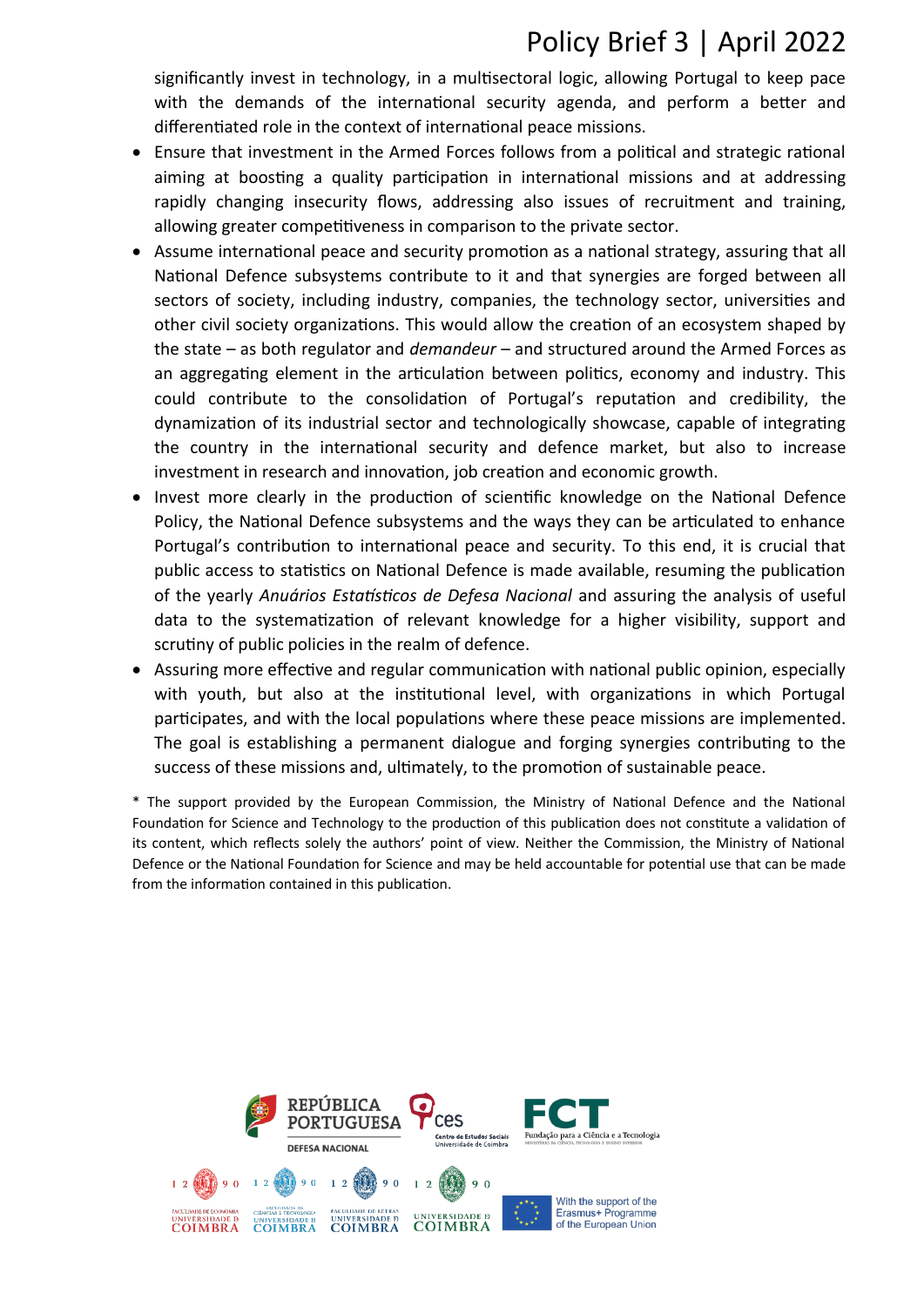significantly invest in technology, in a multisectoral logic, allowing Portugal to keep pace with the demands of the international security agenda, and perform a better and differentiated role in the context of international peace missions.

- Ensure that investment in the Armed Forces follows from a political and strategic rational aiming at boosting a quality participation in international missions and at addressing rapidly changing insecurity flows, addressing also issues of recruitment and training, allowing greater competitiveness in comparison to the private sector.
- Assume international peace and security promotion as a national strategy, assuring that all National Defence subsystems contribute to it and that synergies are forged between all sectors of society, including industry, companies, the technology sector, universities and other civil society organizations. This would allow the creation of an ecosystem shaped by the state – as both regulator and *demandeur* – and structured around the Armed Forces as an aggregating element in the articulation between politics, economy and industry. This could contribute to the consolidation of Portugal's reputation and credibility, the dynamization of its industrial sector and technologically showcase, capable of integrating the country in the international security and defence market, but also to increase investment in research and innovation, job creation and economic growth.
- Invest more clearly in the production of scientific knowledge on the National Defence Policy, the National Defence subsystems and the ways they can be articulated to enhance Portugal's contribution to international peace and security. To this end, it is crucial that public access to statistics on National Defence is made available, resuming the publication of the yearly *Anuários Estatísticos de Defesa Nacional* and assuring the analysis of useful data to the systematization of relevant knowledge for a higher visibility, support and scrutiny of public policies in the realm of defence.
- Assuring more effective and regular communication with national public opinion, especially with youth, but also at the institutional level, with organizations in which Portugal participates, and with the local populations where these peace missions are implemented. The goal is establishing a permanent dialogue and forging synergies contributing to the success of these missions and, ultimately, to the promotion of sustainable peace.

\* The support provided by the European Commission, the Ministry of National Defence and the National Foundation for Science and Technology to the production of this publication does not constitute a validation of its content, which reflects solely the authors' point of view. Neither the Commission, the Ministry of National Defence or the National Foundation for Science and may be held accountable for potential use that can be made from the information contained in this publication.

REPÚBLICA PORTUGUESA
DEFESA NACIONAL

ces
Centro de Estudos Sociais
Universidade de Coimbra

FCT
Fundação para a Ciência e a Tecnologia

Faculdade de Economia Universidade de Coimbra

Faculdade de Ciências e Tecnologia Universidade de Coimbra

Faculdade de Letras Universidade de Coimbra

Universidade de Coimbra

With the support of the Erasmus+ Programme of the European Union